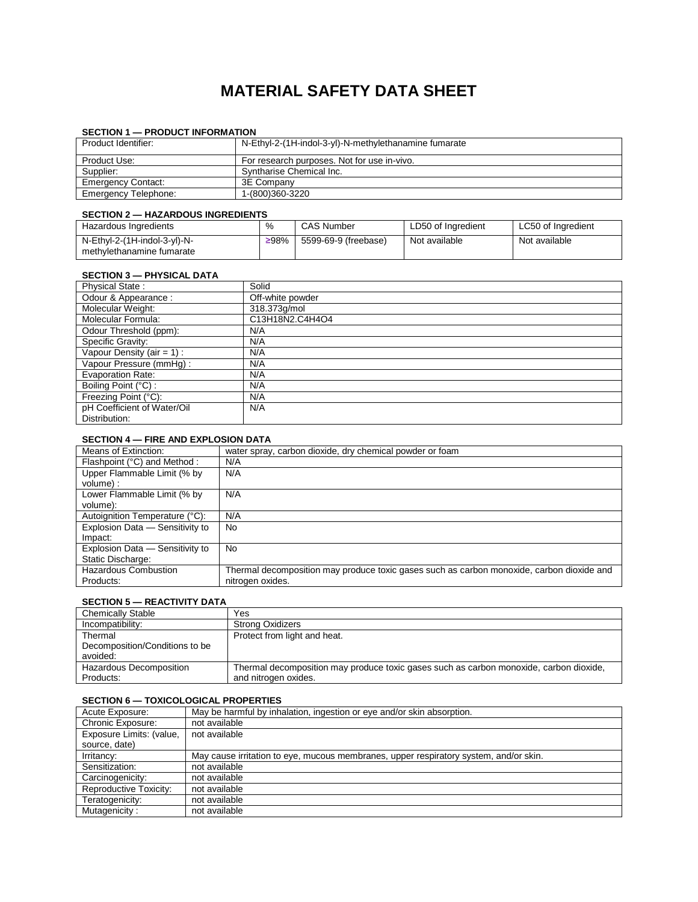# MATERIAL SAFETY DATA SHEET

## SECTION 1 — PRODUCT INFORMATION

| | |
|---|---|
| Product Identifier: | N-Ethyl-2-(1H-indol-3-yl)-N-methylethanamine fumarate |
| Product Use: | For research purposes. Not for use in-vivo. |
| Supplier: | Syntharise Chemical Inc. |
| Emergency Contact: | 3E Company |
| Emergency Telephone: | 1-(800)360-3220 |

## SECTION 2 — HAZARDOUS INGREDIENTS

| Hazardous Ingredients | % | CAS Number | LD50 of Ingredient | LC50 of Ingredient |
|---|---|---|---|---|
| N-Ethyl-2-(1H-indol-3-yl)-N-methylethanamine fumarate | ≥98% | 5599-69-9 (freebase) | Not available | Not available |

## SECTION 3 — PHYSICAL DATA

| | |
|---|---|
| Physical State : | Solid |
| Odour & Appearance : | Off-white powder |
| Molecular Weight: | 318.373g/mol |
| Molecular Formula: | $C_{13}H_{18}N_2.C_4H_4O_4$ |
| Odour Threshold (ppm): | N/A |
| Specific Gravity: | N/A |
| Vapour Density (air = 1) : | N/A |
| Vapour Pressure (mmHg) : | N/A |
| Evaporation Rate: | N/A |
| Boiling Point (°C) : | N/A |
| Freezing Point (°C): | N/A |
| pH Coefficient of Water/Oil Distribution: | N/A |

## SECTION 4 — FIRE AND EXPLOSION DATA

| | |
|---|---|
| Means of Extinction: | water spray, carbon dioxide, dry chemical powder or foam |
| Flashpoint (°C) and Method : | N/A |
| Upper Flammable Limit (% by volume) : | N/A |
| Lower Flammable Limit (% by volume): | N/A |
| Autoignition Temperature (°C): | N/A |
| Explosion Data — Sensitivity to Impact: | No |
| Explosion Data — Sensitivity to Static Discharge: | No |
| Hazardous Combustion Products: | Thermal decomposition may produce toxic gases such as carbon monoxide, carbon dioxide and nitrogen oxides. |

## SECTION 5 — REACTIVITY DATA

| | |
|---|---|
| Chemically Stable | Yes |
| Incompatibility: | Strong Oxidizers |
| Thermal Decomposition/Conditions to be avoided: | Protect from light and heat. |
| Hazardous Decomposition Products: | Thermal decomposition may produce toxic gases such as carbon monoxide, carbon dioxide, and nitrogen oxides. |

## SECTION 6 — TOXICOLOGICAL PROPERTIES

| | |
|---|---|
| Acute Exposure: | May be harmful by inhalation, ingestion or eye and/or skin absorption. |
| Chronic Exposure: | not available |
| Exposure Limits: (value, source, date) | not available |
| Irritancy: | May cause irritation to eye, mucous membranes, upper respiratory system, and/or skin. |
| Sensitization: | not available |
| Carcinogenicity: | not available |
| Reproductive Toxicity: | not available |
| Teratogenicity: | not available |
| Mutagenicity : | not available |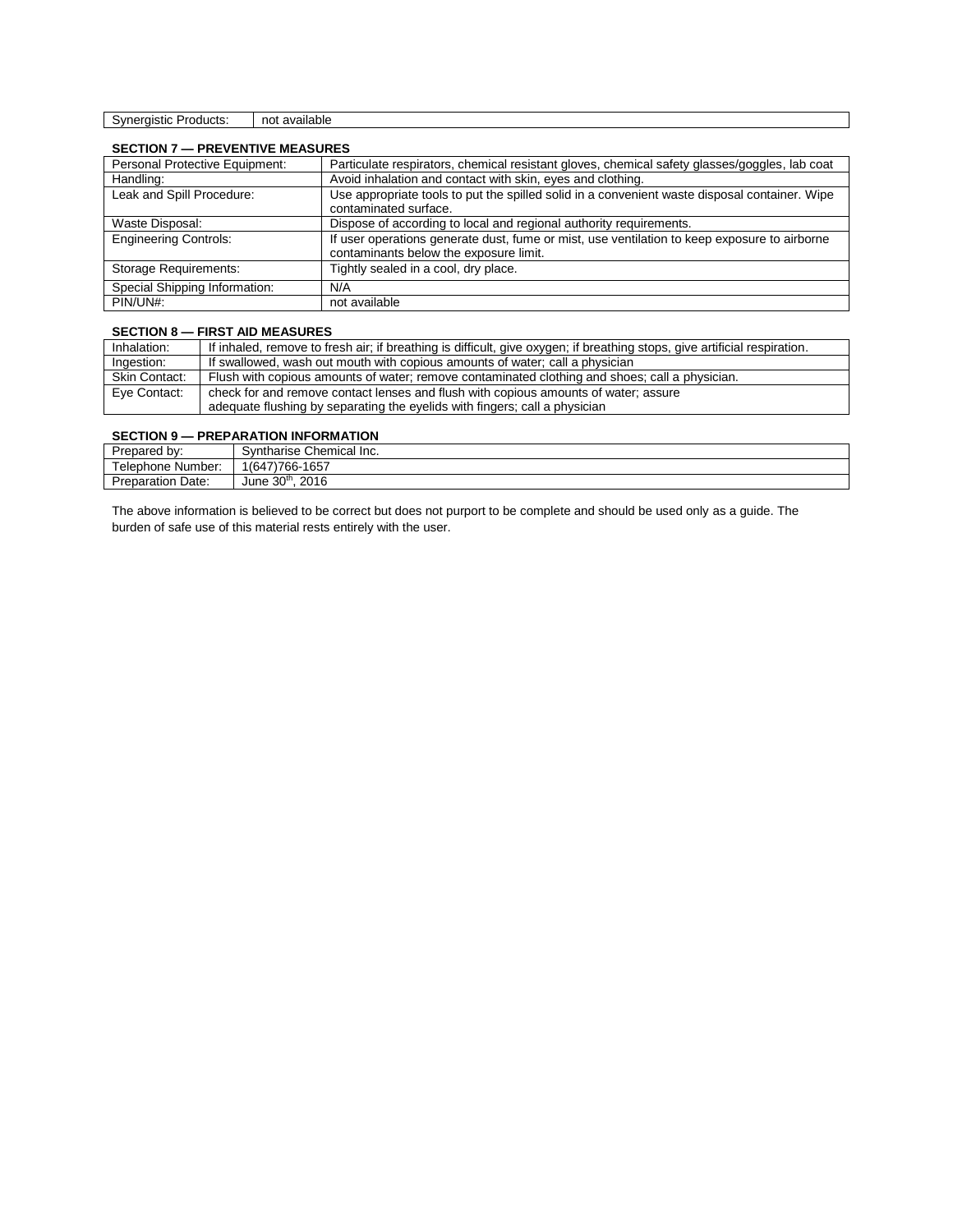| | |
|---|---|
| Synergistic Products: | not available |

**SECTION 7 — PREVENTIVE MEASURES**

| | |
|---|---|
| Personal Protective Equipment: | Particulate respirators, chemical resistant gloves, chemical safety glasses/goggles, lab coat |
| Handling: | Avoid inhalation and contact with skin, eyes and clothing. |
| Leak and Spill Procedure: | Use appropriate tools to put the spilled solid in a convenient waste disposal container. Wipe contaminated surface. |
| Waste Disposal: | Dispose of according to local and regional authority requirements. |
| Engineering Controls: | If user operations generate dust, fume or mist, use ventilation to keep exposure to airborne contaminants below the exposure limit. |
| Storage Requirements: | Tightly sealed in a cool, dry place. |
| Special Shipping Information: | N/A |
| PIN/UN#: | not available |

**SECTION 8 — FIRST AID MEASURES**

| | |
|---|---|
| Inhalation: | If inhaled, remove to fresh air; if breathing is difficult, give oxygen; if breathing stops, give artificial respiration. |
| Ingestion: | If swallowed, wash out mouth with copious amounts of water; call a physician |
| Skin Contact: | Flush with copious amounts of water; remove contaminated clothing and shoes; call a physician. |
| Eye Contact: | check for and remove contact lenses and flush with copious amounts of water; assure adequate flushing by separating the eyelids with fingers; call a physician |

**SECTION 9 — PREPARATION INFORMATION**

| | |
|---|---|
| Prepared by: | Syntharise Chemical Inc. |
| Telephone Number: | 1(647)766-1657 |
| Preparation Date: | June 30th, 2016 |

The above information is believed to be correct but does not purport to be complete and should be used only as a guide. The burden of safe use of this material rests entirely with the user.